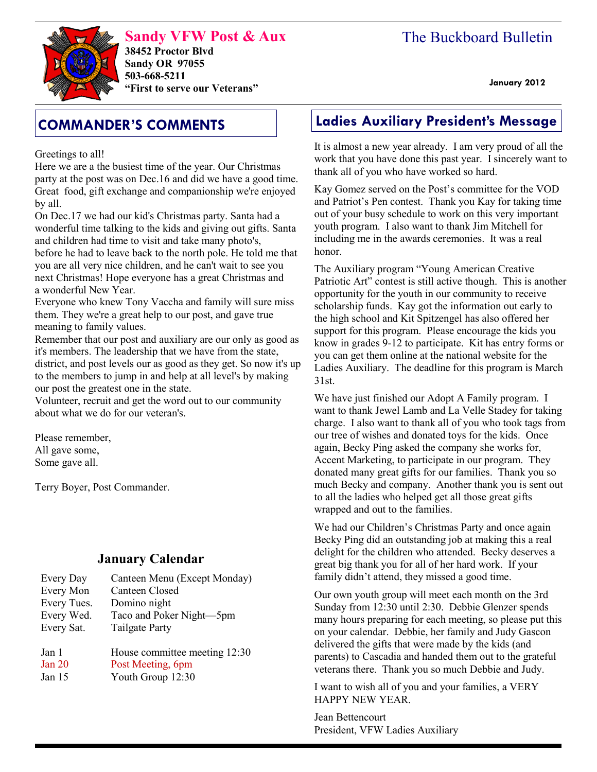# Sandy VFW Post & Aux

**38452 Proctor Blvd**
**Sandy OR 97055**
**503-668-5211**
**"First to serve our Veterans"**

# The Buckboard Bulletin

**January 2012**

## COMMANDER'S COMMENTS

Greetings to all!
Here we are a the busiest time of the year. Our Christmas party at the post was on Dec.16 and did we have a good time. Great food, gift exchange and companionship we're enjoyed by all.
On Dec.17 we had our kid's Christmas party. Santa had a wonderful time talking to the kids and giving out gifts. Santa and children had time to visit and take many photo's, before he had to leave back to the north pole. He told me that you are all very nice children, and he can't wait to see you next Christmas! Hope everyone has a great Christmas and a wonderful New Year.
Everyone who knew Tony Vaccha and family will sure miss them. They we're a great help to our post, and gave true meaning to family values.
Remember that our post and auxiliary are our only as good as it's members. The leadership that we have from the state, district, and post levels our as good as they get. So now it's up to the members to jump in and help at all level's by making our post the greatest one in the state.
Volunteer, recruit and get the word out to our community about what we do for our veteran's.

Please remember,
All gave some,
Some gave all.

Terry Boyer, Post Commander.

### January Calendar

| | |
|---|---|
| Every Day | Canteen Menu (Except Monday) |
| Every Mon | Canteen Closed |
| Every Tues. | Domino night |
| Every Wed. | Taco and Poker Night—5pm |
| Every Sat. | Tailgate Party |
| Jan 1 | House committee meeting 12:30 |
| Jan 20 | Post Meeting, 6pm |
| Jan 15 | Youth Group 12:30 |

## Ladies Auxiliary President's Message

It is almost a new year already. I am very proud of all the work that you have done this past year. I sincerely want to thank all of you who have worked so hard.

Kay Gomez served on the Post's committee for the VOD and Patriot's Pen contest. Thank you Kay for taking time out of your busy schedule to work on this very important youth program. I also want to thank Jim Mitchell for including me in the awards ceremonies. It was a real honor.

The Auxiliary program "Young American Creative Patriotic Art" contest is still active though. This is another opportunity for the youth in our community to receive scholarship funds. Kay got the information out early to the high school and Kit Spitzengel has also offered her support for this program. Please encourage the kids you know in grades 9-12 to participate. Kit has entry forms or you can get them online at the national website for the Ladies Auxiliary. The deadline for this program is March 31st.

We have just finished our Adopt A Family program. I want to thank Jewel Lamb and La Velle Stadey for taking charge. I also want to thank all of you who took tags from our tree of wishes and donated toys for the kids. Once again, Becky Ping asked the company she works for, Accent Marketing, to participate in our program. They donated many great gifts for our families. Thank you so much Becky and company. Another thank you is sent out to all the ladies who helped get all those great gifts wrapped and out to the families.

We had our Children's Christmas Party and once again Becky Ping did an outstanding job at making this a real delight for the children who attended. Becky deserves a great big thank you for all of her hard work. If your family didn't attend, they missed a good time.

Our own youth group will meet each month on the 3rd Sunday from 12:30 until 2:30. Debbie Glenzer spends many hours preparing for each meeting, so please put this on your calendar. Debbie, her family and Judy Gascon delivered the gifts that were made by the kids (and parents) to Cascadia and handed them out to the grateful veterans there. Thank you so much Debbie and Judy.

I want to wish all of you and your families, a VERY HAPPY NEW YEAR.

Jean Bettencourt
President, VFW Ladies Auxiliary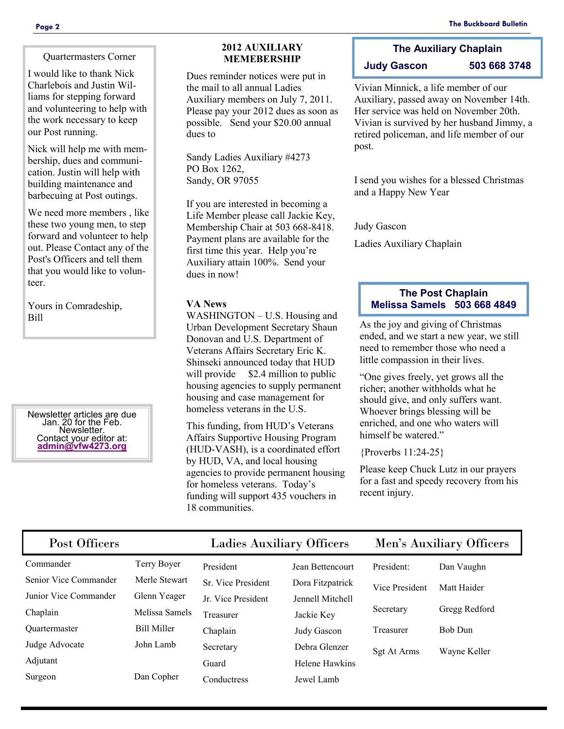## Quartermasters Corner

I would like to thank Nick Charlebois and Justin Williams for stepping forward and volunteering to help with the work necessary to keep our Post running.

Nick will help me with membership, dues and communication. Justin will help with building maintenance and barbecuing at Post outings.

We need more members , like these two young men, to step forward and volunteer to help out. Please Contact any of the Post's Officers and tell them that you would like to volunteer.

Yours in Comradeship,
Bill

Newsletter articles are due Jan. 20 for the Feb. Newsletter.
Contact your editor at:
**admin@vfw4273.org**

## 2012 AUXILIARY MEMEBERSHIP

Dues reminder notices were put in the mail to all annual Ladies Auxiliary members on July 7, 2011. Please pay your 2012 dues as soon as possible. Send your $20.00 annual dues to

Sandy Ladies Auxiliary #4273
PO Box 1262,
Sandy, OR 97055

If you are interested in becoming a Life Member please call Jackie Key, Membership Chair at 503 668-8418. Payment plans are available for the first time this year. Help you're Auxiliary attain 100%. Send your dues in now!

### VA News

WASHINGTON – U.S. Housing and Urban Development Secretary Shaun Donovan and U.S. Department of Veterans Affairs Secretary Eric K. Shinseki announced today that HUD will provide $2.4 million to public housing agencies to supply permanent housing and case management for homeless veterans in the U.S.

This funding, from HUD's Veterans Affairs Supportive Housing Program (HUD-VASH), is a coordinated effort by HUD, VA, and local housing agencies to provide permanent housing for homeless veterans. Today's funding will support 435 vouchers in 18 communities.

## The Auxiliary Chaplain

**Judy Gascon 503 668 3748**

Vivian Minnick, a life member of our Auxiliary, passed away on November 14th. Her service was held on November 20th. Vivian is survived by her husband Jimmy, a retired policeman, and life member of our post.

I send you wishes for a blessed Christmas and a Happy New Year

Judy Gascon

Ladies Auxiliary Chaplain

## The Post Chaplain

**Melissa Samels 503 668 4849**

As the joy and giving of Christmas ended, and we start a new year, we still need to remember those who need a little compassion in their lives.

"One gives freely, yet grows all the richer; another withholds what he should give, and only suffers want. Whoever brings blessing will be enriched, and one who waters will himself be watered."

{Proverbs 11:24-25}

Please keep Chuck Lutz in our prayers for a fast and speedy recovery from his recent injury.

| Post Officers | | Ladies Auxiliary Officers | | Men's Auxiliary Officers | |
|---|---|---|---|---|---|
| Commander | Terry Boyer | President | Jean Bettencourt | President: | Dan Vaughn |
| Senior Vice Commander | Merle Stewart | Sr. Vice President | Dora Fitzpatrick | Vice President | Matt Haider |
| Junior Vice Commander | Glenn Yeager | Jr. Vice President | Jennell Mitchell | Secretary | Gregg Redford |
| Chaplain | Melissa Samels | Treasurer | Jackie Key | Treasurer | Bob Dun |
| Quartermaster | Bill Miller | Chaplain | Judy Gascon | Sgt At Arms | Wayne Keller |
| Judge Advocate | John Lamb | Secretary | Debra Glenzer | | |
| Adjutant | | Guard | Helene Hawkins | | |
| Surgeon | Dan Copher | Conductress | Jewel Lamb | | |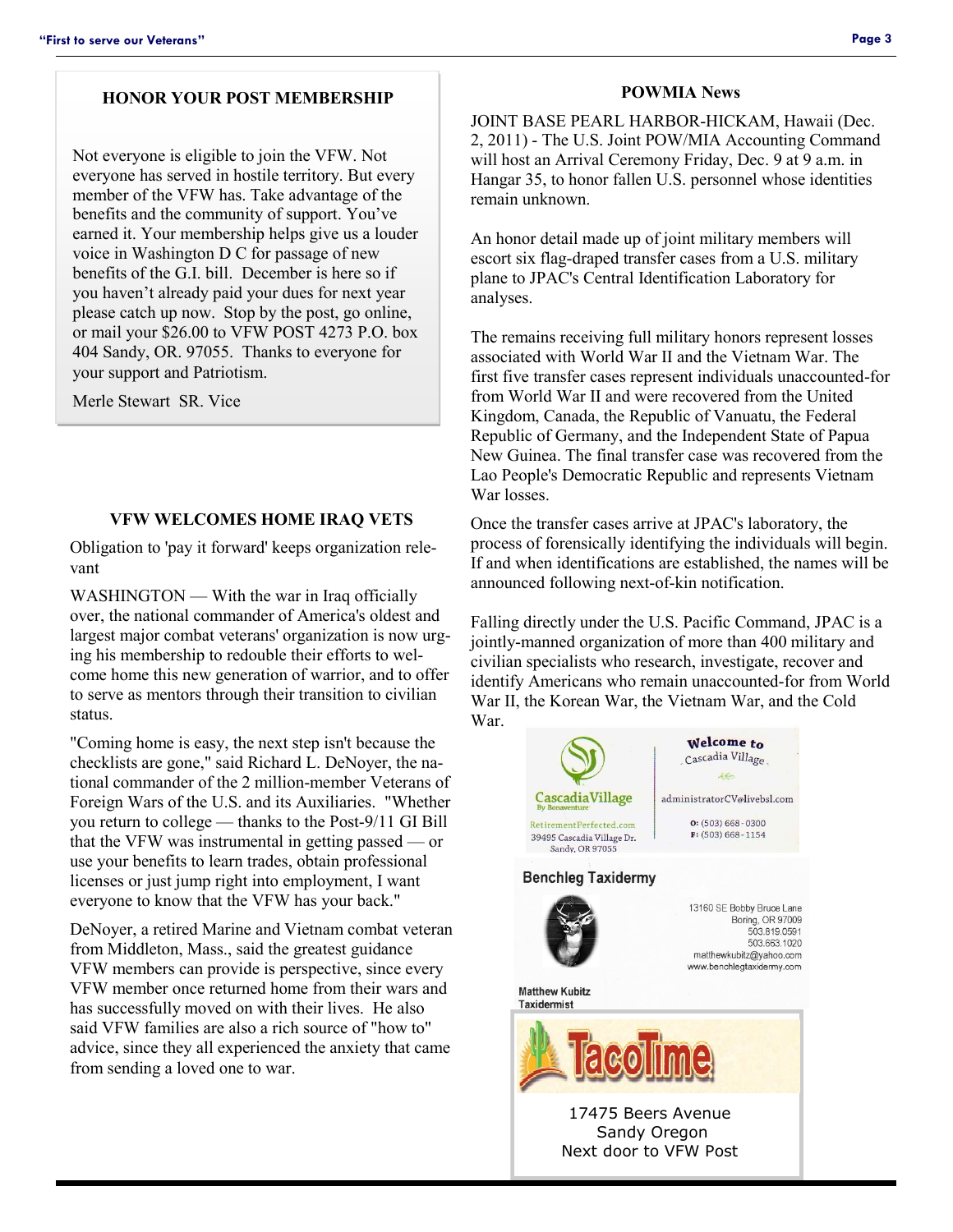## HONOR YOUR POST MEMBERSHIP

Not everyone is eligible to join the VFW. Not everyone has served in hostile territory. But every member of the VFW has. Take advantage of the benefits and the community of support. You've earned it. Your membership helps give us a louder voice in Washington D C for passage of new benefits of the G.I. bill. December is here so if you haven't already paid your dues for next year please catch up now. Stop by the post, go online, or mail your $26.00 to VFW POST 4273 P.O. box 404 Sandy, OR. 97055. Thanks to everyone for your support and Patriotism.

Merle Stewart SR. Vice

## VFW WELCOMES HOME IRAQ VETS

Obligation to 'pay it forward' keeps organization relevant

WASHINGTON — With the war in Iraq officially over, the national commander of America's oldest and largest major combat veterans' organization is now urging his membership to redouble their efforts to welcome home this new generation of warrior, and to offer to serve as mentors through their transition to civilian status.

"Coming home is easy, the next step isn't because the checklists are gone," said Richard L. DeNoyer, the national commander of the 2 million-member Veterans of Foreign Wars of the U.S. and its Auxiliaries. "Whether you return to college — thanks to the Post-9/11 GI Bill that the VFW was instrumental in getting passed — or use your benefits to learn trades, obtain professional licenses or just jump right into employment, I want everyone to know that the VFW has your back."

DeNoyer, a retired Marine and Vietnam combat veteran from Middleton, Mass., said the greatest guidance VFW members can provide is perspective, since every VFW member once returned home from their wars and has successfully moved on with their lives. He also said VFW families are also a rich source of "how to" advice, since they all experienced the anxiety that came from sending a loved one to war.

## POWMIA News

JOINT BASE PEARL HARBOR-HICKAM, Hawaii (Dec. 2, 2011) - The U.S. Joint POW/MIA Accounting Command will host an Arrival Ceremony Friday, Dec. 9 at 9 a.m. in Hangar 35, to honor fallen U.S. personnel whose identities remain unknown.

An honor detail made up of joint military members will escort six flag-draped transfer cases from a U.S. military plane to JPAC's Central Identification Laboratory for analyses.

The remains receiving full military honors represent losses associated with World War II and the Vietnam War. The first five transfer cases represent individuals unaccounted-for from World War II and were recovered from the United Kingdom, Canada, the Republic of Vanuatu, the Federal Republic of Germany, and the Independent State of Papua New Guinea. The final transfer case was recovered from the Lao People's Democratic Republic and represents Vietnam War losses.

Once the transfer cases arrive at JPAC's laboratory, the process of forensically identifying the individuals will begin. If and when identifications are established, the names will be announced following next-of-kin notification.

Falling directly under the U.S. Pacific Command, JPAC is a jointly-manned organization of more than 400 military and civilian specialists who research, investigate, recover and identify Americans who remain unaccounted-for from World War II, the Korean War, the Vietnam War, and the Cold War.

CascadiaVillage By Bonaventure
RetirementPerfected.com
39495 Cascadia Village Dr.
Sandy, OR 97055

Welcome to Cascadia Village
administratorCV@livebsl.com
O: (503) 668-0300
F: (503) 668-1154

**Benchleg Taxidermy**

13160 SE Bobby Bruce Lane
Boring, OR 97009
503.819.0591
503.663.1020
matthewkubitz@yahoo.com
www.benchlegtaxidermy.com

Matthew Kubitz
Taxidermist

TacoTime

17475 Beers Avenue
Sandy Oregon
Next door to VFW Post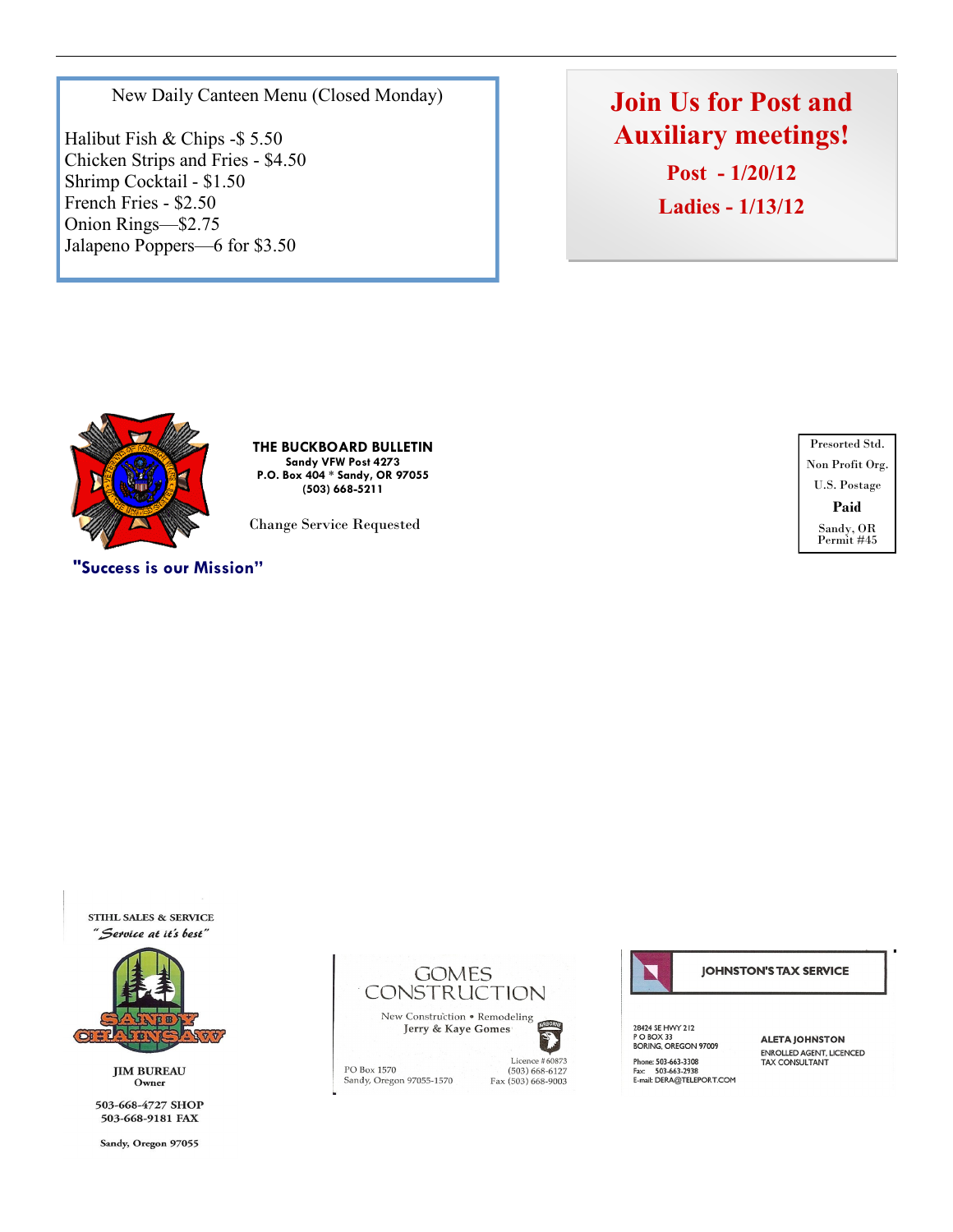New Daily Canteen Menu (Closed Monday)

Halibut Fish & Chips -$ 5.50
Chicken Strips and Fries - $4.50
Shrimp Cocktail - $1.50
French Fries - $2.50
Onion Rings—$2.75
Jalapeno Poppers—6 for $3.50

## Join Us for Post and Auxiliary meetings!

**Post - 1/20/12**

**Ladies - 1/13/12**

**THE BUCKBOARD BULLETIN**
**Sandy VFW Post 4273**
**P.O. Box 404 * Sandy, OR 97055**
**(503) 668-5211**

Change Service Requested

**"Success is our Mission"**

Presorted Std.
Non Profit Org.
U.S. Postage
**Paid**
Sandy, OR
Permit #45

STIHL SALES & SERVICE
*"Service at it's best"*

SANDY CHAINSAW

JIM BUREAU
Owner

503-668-4727 SHOP
503-668-9181 FAX

Sandy, Oregon 97055

GOMES CONSTRUCTION

New Construction • Remodeling
Jerry & Kaye Gomes

PO Box 1570
Sandy, Oregon 97055-1570

Licence # 60873
(503) 668-6127
Fax (503) 668-9003

**JOHNSTON'S TAX SERVICE**

28424 SE HWY 212
P O BOX 33
BORING, OREGON 97009

Phone: 503-663-3308
Fax: 503-663-2938
E-mail: DERA@TELEPORT.COM

**ALETA JOHNSTON**
ENROLLED AGENT, LICENCED TAX CONSULTANT